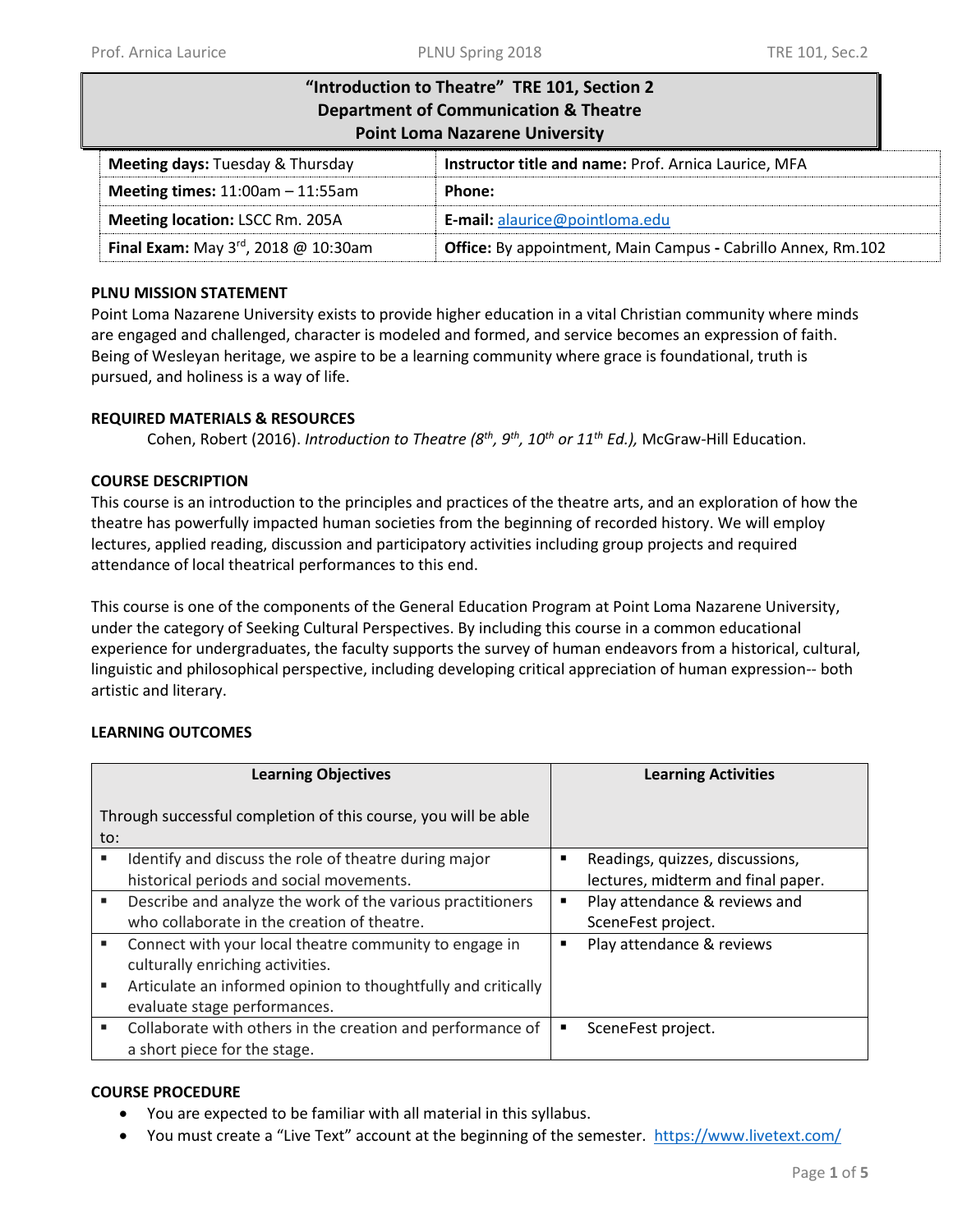# "Introduction to Theatre" TRE 101, Section 2
## Department of Communication & Theatre
## Point Loma Nazarene University

| | |
|---|---|
| **Meeting days:** Tuesday & Thursday | **Instructor title and name:** Prof. Arnica Laurice, MFA |
| **Meeting times:** 11:00am – 11:55am | **Phone:** |
| **Meeting location:** LSCC Rm. 205A | **E-mail:** alaurice@pointloma.edu |
| **Final Exam:** May 3rd, 2018 @ 10:30am | **Office:** By appointment, Main Campus - Cabrillo Annex, Rm.102 |

**PLNU MISSION STATEMENT**

Point Loma Nazarene University exists to provide higher education in a vital Christian community where minds are engaged and challenged, character is modeled and formed, and service becomes an expression of faith. Being of Wesleyan heritage, we aspire to be a learning community where grace is foundational, truth is pursued, and holiness is a way of life.

**REQUIRED MATERIALS & RESOURCES**

Cohen, Robert (2016). *Introduction to Theatre (8th, 9th, 10th or 11th Ed.),* McGraw-Hill Education.

**COURSE DESCRIPTION**

This course is an introduction to the principles and practices of the theatre arts, and an exploration of how the theatre has powerfully impacted human societies from the beginning of recorded history. We will employ lectures, applied reading, discussion and participatory activities including group projects and required attendance of local theatrical performances to this end.

This course is one of the components of the General Education Program at Point Loma Nazarene University, under the category of Seeking Cultural Perspectives. By including this course in a common educational experience for undergraduates, the faculty supports the survey of human endeavors from a historical, cultural, linguistic and philosophical perspective, including developing critical appreciation of human expression-- both artistic and literary.

**LEARNING OUTCOMES**

| **Learning Objectives**<br><br>Through successful completion of this course, you will be able to: | **Learning Activities** |
|---|---|
| ▪ Identify and discuss the role of theatre during major historical periods and social movements. | ▪ Readings, quizzes, discussions, lectures, midterm and final paper. |
| ▪ Describe and analyze the work of the various practitioners who collaborate in the creation of theatre. | ▪ Play attendance & reviews and SceneFest project. |
| ▪ Connect with your local theatre community to engage in culturally enriching activities.<br>▪ Articulate an informed opinion to thoughtfully and critically evaluate stage performances. | ▪ Play attendance & reviews |
| ▪ Collaborate with others in the creation and performance of a short piece for the stage. | ▪ SceneFest project. |

**COURSE PROCEDURE**

- You are expected to be familiar with all material in this syllabus.
- You must create a "Live Text" account at the beginning of the semester. https://www.livetext.com/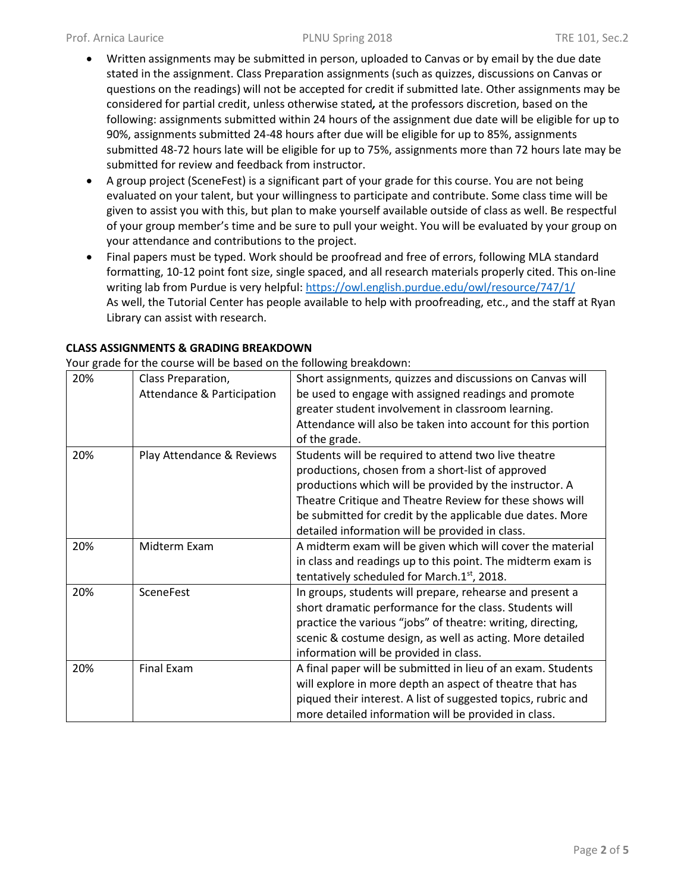- Written assignments may be submitted in person, uploaded to Canvas or by email by the due date stated in the assignment. Class Preparation assignments (such as quizzes, discussions on Canvas or questions on the readings) will not be accepted for credit if submitted late. Other assignments may be considered for partial credit, unless otherwise stated*,* at the professors discretion, based on the following: assignments submitted within 24 hours of the assignment due date will be eligible for up to 90%, assignments submitted 24-48 hours after due will be eligible for up to 85%, assignments submitted 48-72 hours late will be eligible for up to 75%, assignments more than 72 hours late may be submitted for review and feedback from instructor.
- A group project (SceneFest) is a significant part of your grade for this course. You are not being evaluated on your talent, but your willingness to participate and contribute. Some class time will be given to assist you with this, but plan to make yourself available outside of class as well. Be respectful of your group member's time and be sure to pull your weight. You will be evaluated by your group on your attendance and contributions to the project.
- Final papers must be typed. Work should be proofread and free of errors, following MLA standard formatting, 10-12 point font size, single spaced, and all research materials properly cited. This on-line writing lab from Purdue is very helpful: https://owl.english.purdue.edu/owl/resource/747/1/ As well, the Tutorial Center has people available to help with proofreading, etc., and the staff at Ryan Library can assist with research.

**CLASS ASSIGNMENTS & GRADING BREAKDOWN**

Your grade for the course will be based on the following breakdown:

| | | |
|---|---|---|
| 20% | Class Preparation, Attendance & Participation | Short assignments, quizzes and discussions on Canvas will be used to engage with assigned readings and promote greater student involvement in classroom learning. Attendance will also be taken into account for this portion of the grade. |
| 20% | Play Attendance & Reviews | Students will be required to attend two live theatre productions, chosen from a short-list of approved productions which will be provided by the instructor. A Theatre Critique and Theatre Review for these shows will be submitted for credit by the applicable due dates. More detailed information will be provided in class. |
| 20% | Midterm Exam | A midterm exam will be given which will cover the material in class and readings up to this point. The midterm exam is tentatively scheduled for March.1st, 2018. |
| 20% | SceneFest | In groups, students will prepare, rehearse and present a short dramatic performance for the class. Students will practice the various "jobs" of theatre: writing, directing, scenic & costume design, as well as acting. More detailed information will be provided in class. |
| 20% | Final Exam | A final paper will be submitted in lieu of an exam. Students will explore in more depth an aspect of theatre that has piqued their interest. A list of suggested topics, rubric and more detailed information will be provided in class. |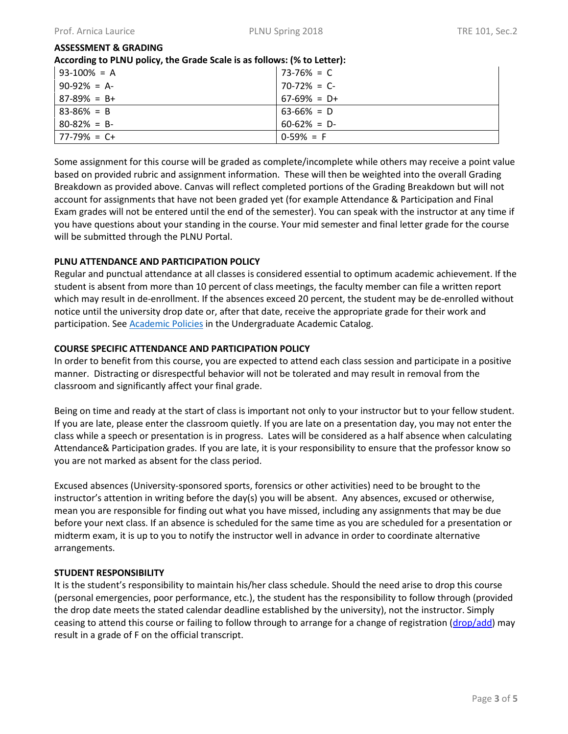**ASSESSMENT & GRADING**

**According to PLNU policy, the Grade Scale is as follows: (% to Letter):**

| | |
|---|---|
| 93-100% = A | 73-76% = C |
| 90-92% = A- | 70-72% = C- |
| 87-89% = B+ | 67-69% = D+ |
| 83-86% = B | 63-66% = D |
| 80-82% = B- | 60-62% = D- |
| 77-79% = C+ | 0-59% = F |

Some assignment for this course will be graded as complete/incomplete while others may receive a point value based on provided rubric and assignment information. These will then be weighted into the overall Grading Breakdown as provided above. Canvas will reflect completed portions of the Grading Breakdown but will not account for assignments that have not been graded yet (for example Attendance & Participation and Final Exam grades will not be entered until the end of the semester). You can speak with the instructor at any time if you have questions about your standing in the course. Your mid semester and final letter grade for the course will be submitted through the PLNU Portal.

**PLNU ATTENDANCE AND PARTICIPATION POLICY**

Regular and punctual attendance at all classes is considered essential to optimum academic achievement. If the student is absent from more than 10 percent of class meetings, the faculty member can file a written report which may result in de-enrollment. If the absences exceed 20 percent, the student may be de-enrolled without notice until the university drop date or, after that date, receive the appropriate grade for their work and participation. See Academic Policies in the Undergraduate Academic Catalog.

**COURSE SPECIFIC ATTENDANCE AND PARTICIPATION POLICY**

In order to benefit from this course, you are expected to attend each class session and participate in a positive manner. Distracting or disrespectful behavior will not be tolerated and may result in removal from the classroom and significantly affect your final grade.

Being on time and ready at the start of class is important not only to your instructor but to your fellow student. If you are late, please enter the classroom quietly. If you are late on a presentation day, you may not enter the class while a speech or presentation is in progress. Lates will be considered as a half absence when calculating Attendance& Participation grades. If you are late, it is your responsibility to ensure that the professor know so you are not marked as absent for the class period.

Excused absences (University-sponsored sports, forensics or other activities) need to be brought to the instructor's attention in writing before the day(s) you will be absent. Any absences, excused or otherwise, mean you are responsible for finding out what you have missed, including any assignments that may be due before your next class. If an absence is scheduled for the same time as you are scheduled for a presentation or midterm exam, it is up to you to notify the instructor well in advance in order to coordinate alternative arrangements.

**STUDENT RESPONSIBILITY**

It is the student's responsibility to maintain his/her class schedule. Should the need arise to drop this course (personal emergencies, poor performance, etc.), the student has the responsibility to follow through (provided the drop date meets the stated calendar deadline established by the university), not the instructor. Simply ceasing to attend this course or failing to follow through to arrange for a change of registration (drop/add) may result in a grade of F on the official transcript.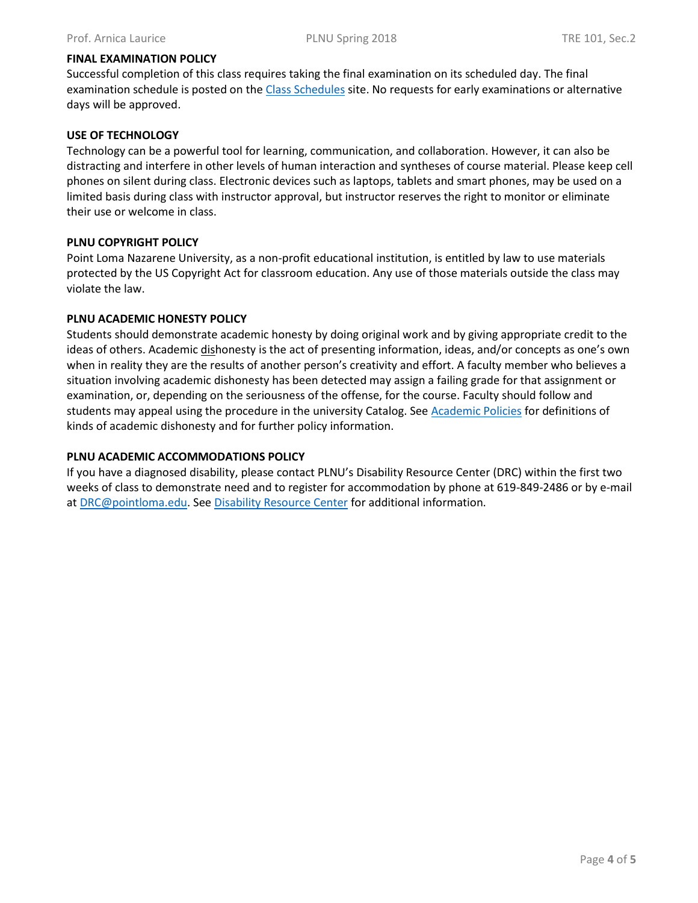**FINAL EXAMINATION POLICY**

Successful completion of this class requires taking the final examination on its scheduled day. The final examination schedule is posted on the Class Schedules site. No requests for early examinations or alternative days will be approved.

**USE OF TECHNOLOGY**

Technology can be a powerful tool for learning, communication, and collaboration. However, it can also be distracting and interfere in other levels of human interaction and syntheses of course material. Please keep cell phones on silent during class. Electronic devices such as laptops, tablets and smart phones, may be used on a limited basis during class with instructor approval, but instructor reserves the right to monitor or eliminate their use or welcome in class.

**PLNU COPYRIGHT POLICY**

Point Loma Nazarene University, as a non-profit educational institution, is entitled by law to use materials protected by the US Copyright Act for classroom education. Any use of those materials outside the class may violate the law.

**PLNU ACADEMIC HONESTY POLICY**

Students should demonstrate academic honesty by doing original work and by giving appropriate credit to the ideas of others. Academic dishonesty is the act of presenting information, ideas, and/or concepts as one's own when in reality they are the results of another person's creativity and effort. A faculty member who believes a situation involving academic dishonesty has been detected may assign a failing grade for that assignment or examination, or, depending on the seriousness of the offense, for the course. Faculty should follow and students may appeal using the procedure in the university Catalog. See Academic Policies for definitions of kinds of academic dishonesty and for further policy information.

**PLNU ACADEMIC ACCOMMODATIONS POLICY**

If you have a diagnosed disability, please contact PLNU's Disability Resource Center (DRC) within the first two weeks of class to demonstrate need and to register for accommodation by phone at 619-849-2486 or by e-mail at DRC@pointloma.edu. See Disability Resource Center for additional information.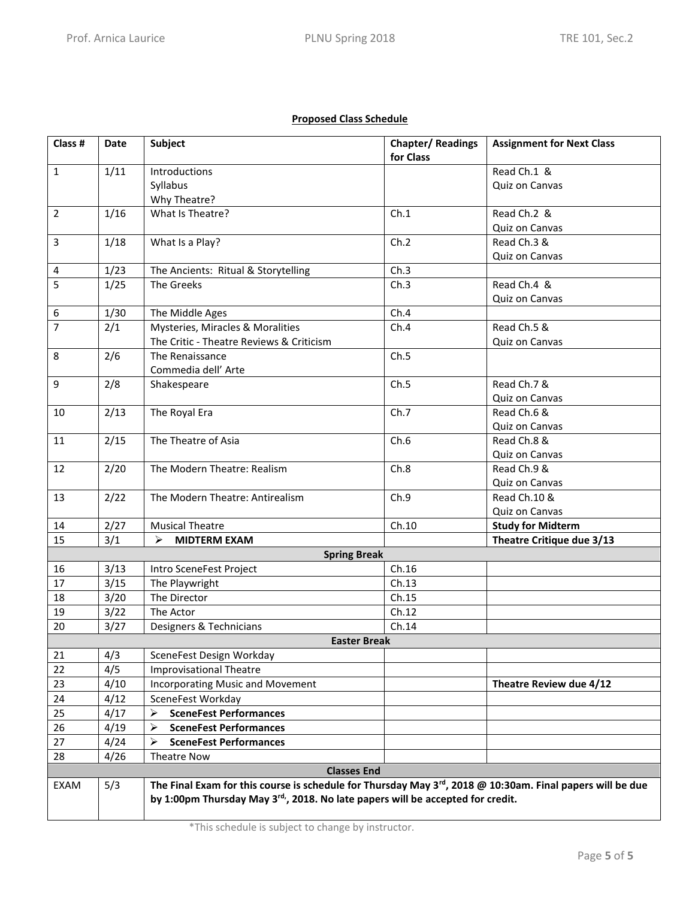**Proposed Class Schedule**

| Class # | Date | Subject | Chapter/ Readings for Class | Assignment for Next Class |
|---|---|---|---|---|
| 1 | 1/11 | Introductions<br>Syllabus<br>Why Theatre? | | Read Ch.1 &<br>Quiz on Canvas |
| 2 | 1/16 | What Is Theatre? | Ch.1 | Read Ch.2 &<br>Quiz on Canvas |
| 3 | 1/18 | What Is a Play? | Ch.2 | Read Ch.3 &<br>Quiz on Canvas |
| 4 | 1/23 | The Ancients: Ritual & Storytelling | Ch.3 | |
| 5 | 1/25 | The Greeks | Ch.3 | Read Ch.4 &<br>Quiz on Canvas |
| 6 | 1/30 | The Middle Ages | Ch.4 | |
| 7 | 2/1 | Mysteries, Miracles & Moralities<br>The Critic - Theatre Reviews & Criticism | Ch.4 | Read Ch.5 &<br>Quiz on Canvas |
| 8 | 2/6 | The Renaissance<br>Commedia dell' Arte | Ch.5 | |
| 9 | 2/8 | Shakespeare | Ch.5 | Read Ch.7 &<br>Quiz on Canvas |
| 10 | 2/13 | The Royal Era | Ch.7 | Read Ch.6 &<br>Quiz on Canvas |
| 11 | 2/15 | The Theatre of Asia | Ch.6 | Read Ch.8 &<br>Quiz on Canvas |
| 12 | 2/20 | The Modern Theatre: Realism | Ch.8 | Read Ch.9 &<br>Quiz on Canvas |
| 13 | 2/22 | The Modern Theatre: Antirealism | Ch.9 | Read Ch.10 &<br>Quiz on Canvas |
| 14 | 2/27 | Musical Theatre | Ch.10 | **Study for Midterm** |
| 15 | 3/1 | ➢ **MIDTERM EXAM** | | **Theatre Critique due 3/13** |
| | | **Spring Break** | | |
| 16 | 3/13 | Intro SceneFest Project | Ch.16 | |
| 17 | 3/15 | The Playwright | Ch.13 | |
| 18 | 3/20 | The Director | Ch.15 | |
| 19 | 3/22 | The Actor | Ch.12 | |
| 20 | 3/27 | Designers & Technicians | Ch.14 | |
| | | **Easter Break** | | |
| 21 | 4/3 | SceneFest Design Workday | | |
| 22 | 4/5 | Improvisational Theatre | | |
| 23 | 4/10 | Incorporating Music and Movement | | **Theatre Review due 4/12** |
| 24 | 4/12 | SceneFest Workday | | |
| 25 | 4/17 | ➢ **SceneFest Performances** | | |
| 26 | 4/19 | ➢ **SceneFest Performances** | | |
| 27 | 4/24 | ➢ **SceneFest Performances** | | |
| 28 | 4/26 | Theatre Now | | |
| | | **Classes End** | | |
| EXAM | 5/3 | **The Final Exam for this course is schedule for Thursday May 3rd, 2018 @ 10:30am. Final papers will be due by 1:00pm Thursday May 3rd, 2018. No late papers will be accepted for credit.** | | |

*This schedule is subject to change by instructor.